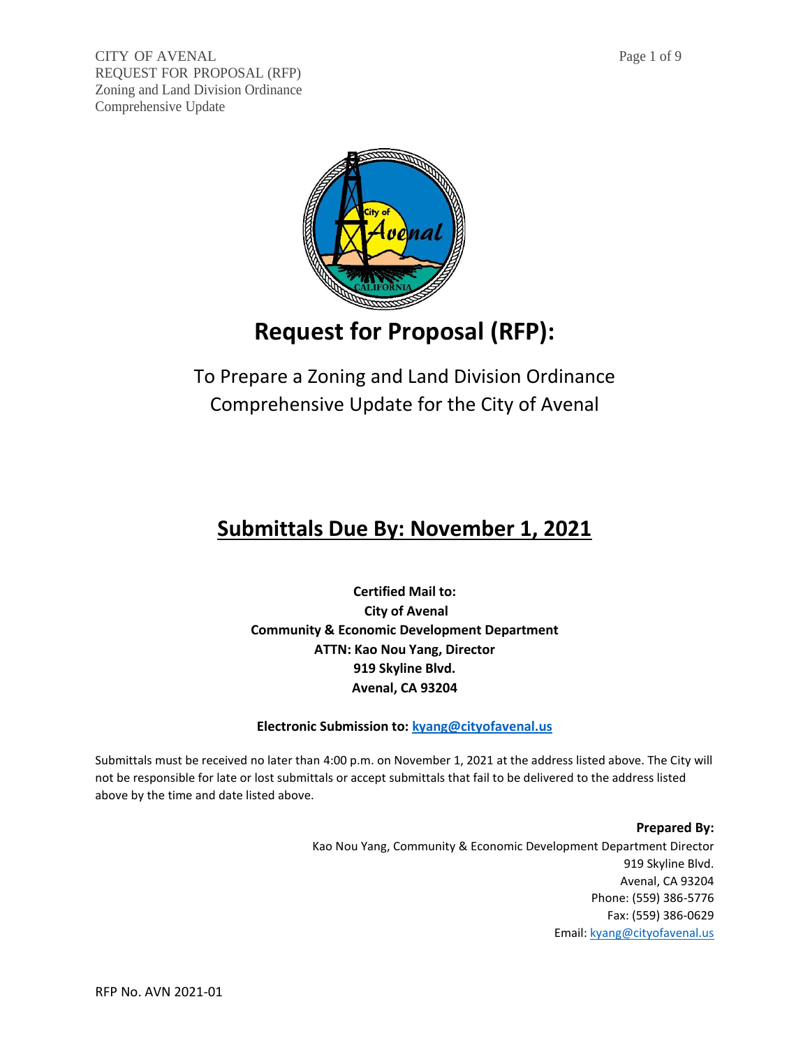# Request for Proposal (RFP):

To Prepare a Zoning and Land Division Ordinance Comprehensive Update for the City of Avenal

## Submittals Due By: November 1, 2021

**Certified Mail to:**
**City of Avenal**
**Community & Economic Development Department**
**ATTN: Kao Nou Yang, Director**
**919 Skyline Blvd.**
**Avenal, CA 93204**

**Electronic Submission to: kyang@cityofavenal.us**

Submittals must be received no later than 4:00 p.m. on November 1, 2021 at the address listed above. The City will not be responsible for late or lost submittals or accept submittals that fail to be delivered to the address listed above by the time and date listed above.

**Prepared By:**
Kao Nou Yang, Community & Economic Development Department Director
919 Skyline Blvd.
Avenal, CA 93204
Phone: (559) 386-5776
Fax: (559) 386-0629
Email: kyang@cityofavenal.us

RFP No. AVN 2021-01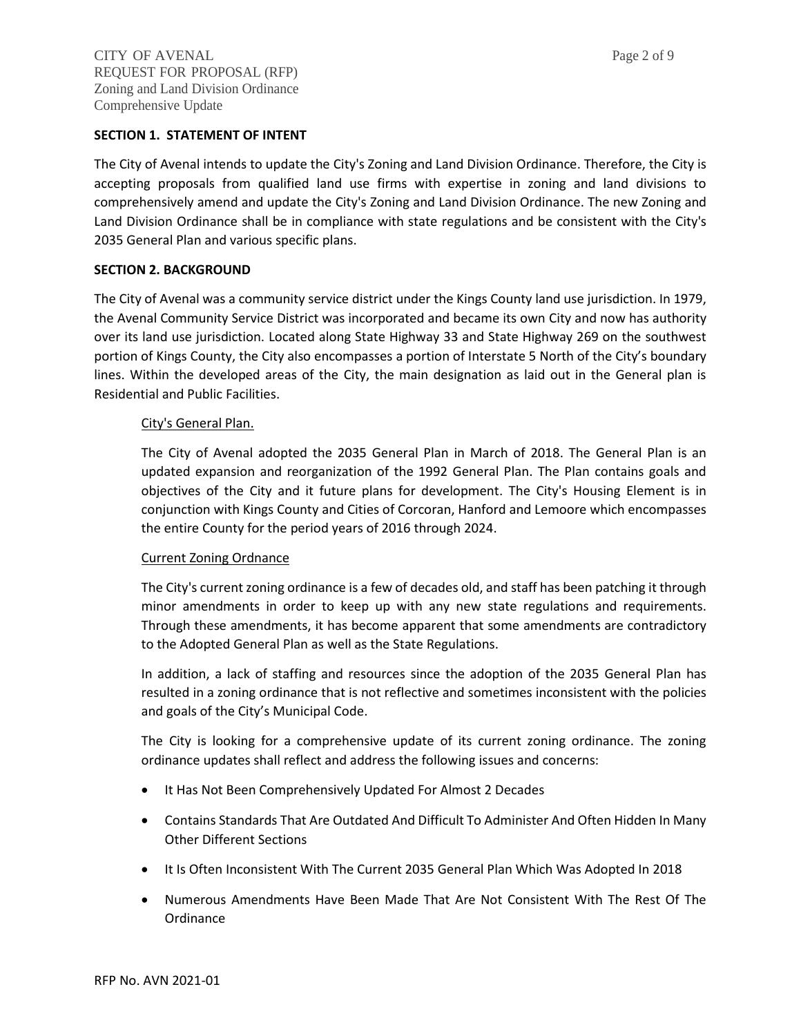## SECTION 1. STATEMENT OF INTENT

The City of Avenal intends to update the City's Zoning and Land Division Ordinance. Therefore, the City is accepting proposals from qualified land use firms with expertise in zoning and land divisions to comprehensively amend and update the City's Zoning and Land Division Ordinance. The new Zoning and Land Division Ordinance shall be in compliance with state regulations and be consistent with the City's 2035 General Plan and various specific plans.

## SECTION 2. BACKGROUND

The City of Avenal was a community service district under the Kings County land use jurisdiction. In 1979, the Avenal Community Service District was incorporated and became its own City and now has authority over its land use jurisdiction. Located along State Highway 33 and State Highway 269 on the southwest portion of Kings County, the City also encompasses a portion of Interstate 5 North of the City's boundary lines. Within the developed areas of the City, the main designation as laid out in the General plan is Residential and Public Facilities.

### City's General Plan.

The City of Avenal adopted the 2035 General Plan in March of 2018. The General Plan is an updated expansion and reorganization of the 1992 General Plan. The Plan contains goals and objectives of the City and it future plans for development. The City's Housing Element is in conjunction with Kings County and Cities of Corcoran, Hanford and Lemoore which encompasses the entire County for the period years of 2016 through 2024.

### Current Zoning Ordnance

The City's current zoning ordinance is a few of decades old, and staff has been patching it through minor amendments in order to keep up with any new state regulations and requirements. Through these amendments, it has become apparent that some amendments are contradictory to the Adopted General Plan as well as the State Regulations.

In addition, a lack of staffing and resources since the adoption of the 2035 General Plan has resulted in a zoning ordinance that is not reflective and sometimes inconsistent with the policies and goals of the City's Municipal Code.

The City is looking for a comprehensive update of its current zoning ordinance. The zoning ordinance updates shall reflect and address the following issues and concerns:

- It Has Not Been Comprehensively Updated For Almost 2 Decades
- Contains Standards That Are Outdated And Difficult To Administer And Often Hidden In Many Other Different Sections
- It Is Often Inconsistent With The Current 2035 General Plan Which Was Adopted In 2018
- Numerous Amendments Have Been Made That Are Not Consistent With The Rest Of The Ordinance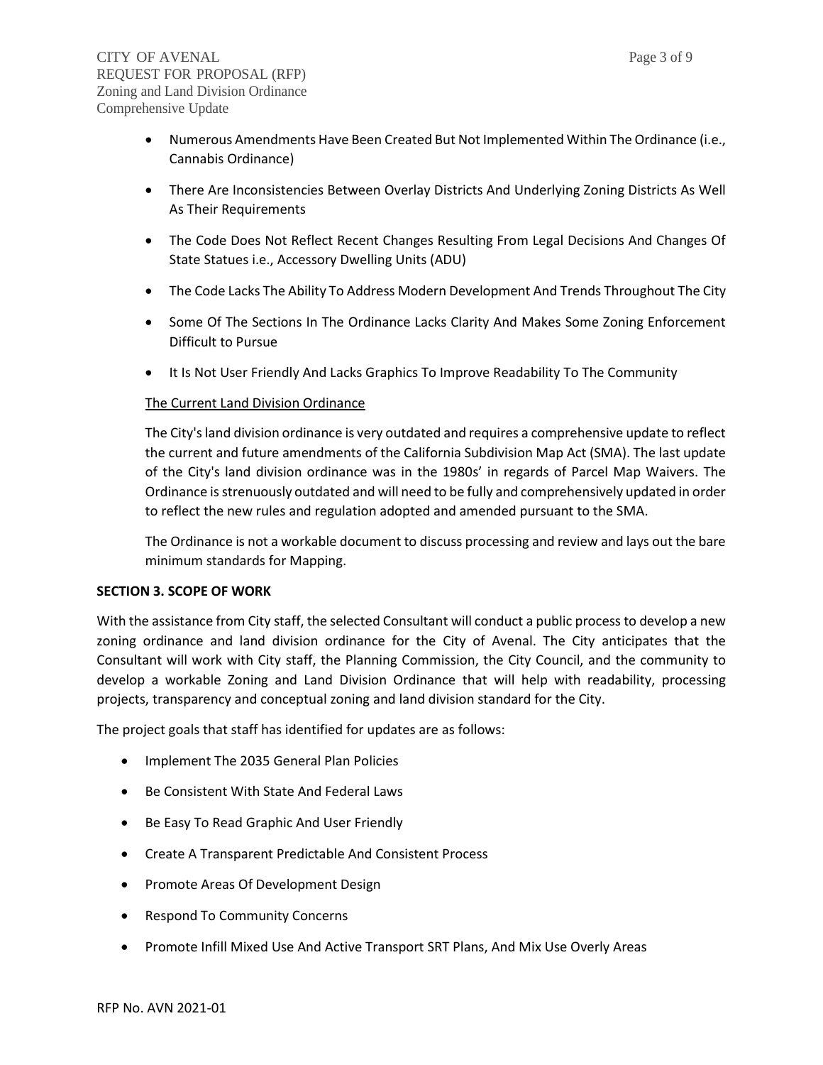- Numerous Amendments Have Been Created But Not Implemented Within The Ordinance (i.e., Cannabis Ordinance)
- There Are Inconsistencies Between Overlay Districts And Underlying Zoning Districts As Well As Their Requirements
- The Code Does Not Reflect Recent Changes Resulting From Legal Decisions And Changes Of State Statues i.e., Accessory Dwelling Units (ADU)
- The Code Lacks The Ability To Address Modern Development And Trends Throughout The City
- Some Of The Sections In The Ordinance Lacks Clarity And Makes Some Zoning Enforcement Difficult to Pursue
- It Is Not User Friendly And Lacks Graphics To Improve Readability To The Community

<u>The Current Land Division Ordinance</u>

The City's land division ordinance is very outdated and requires a comprehensive update to reflect the current and future amendments of the California Subdivision Map Act (SMA). The last update of the City's land division ordinance was in the 1980s' in regards of Parcel Map Waivers. The Ordinance is strenuously outdated and will need to be fully and comprehensively updated in order to reflect the new rules and regulation adopted and amended pursuant to the SMA.

The Ordinance is not a workable document to discuss processing and review and lays out the bare minimum standards for Mapping.

**SECTION 3. SCOPE OF WORK**

With the assistance from City staff, the selected Consultant will conduct a public process to develop a new zoning ordinance and land division ordinance for the City of Avenal. The City anticipates that the Consultant will work with City staff, the Planning Commission, the City Council, and the community to develop a workable Zoning and Land Division Ordinance that will help with readability, processing projects, transparency and conceptual zoning and land division standard for the City.

The project goals that staff has identified for updates are as follows:

- Implement The 2035 General Plan Policies
- Be Consistent With State And Federal Laws
- Be Easy To Read Graphic And User Friendly
- Create A Transparent Predictable And Consistent Process
- Promote Areas Of Development Design
- Respond To Community Concerns
- Promote Infill Mixed Use And Active Transport SRT Plans, And Mix Use Overly Areas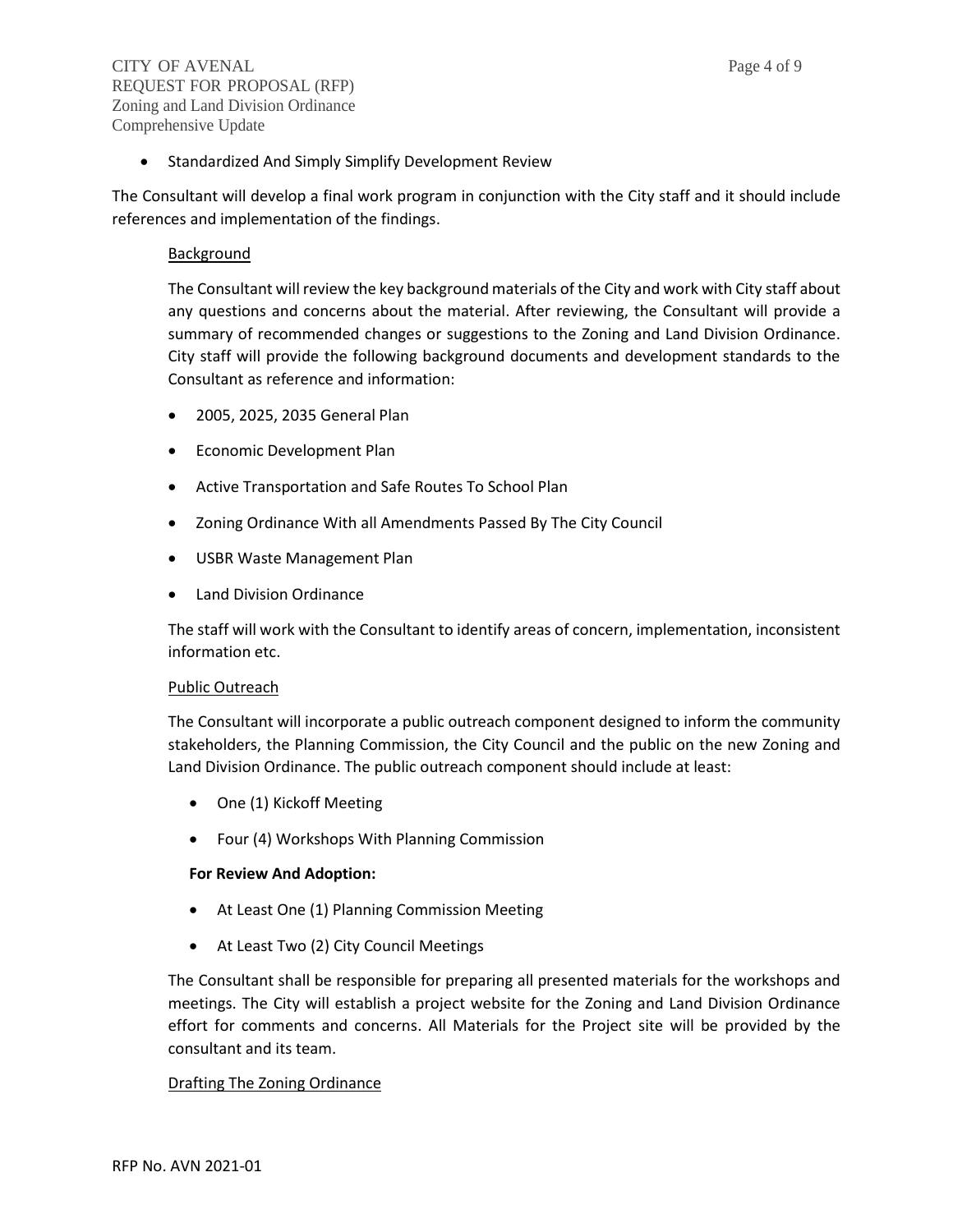- Standardized And Simply Simplify Development Review

The Consultant will develop a final work program in conjunction with the City staff and it should include references and implementation of the findings.

### Background

The Consultant will review the key background materials of the City and work with City staff about any questions and concerns about the material. After reviewing, the Consultant will provide a summary of recommended changes or suggestions to the Zoning and Land Division Ordinance. City staff will provide the following background documents and development standards to the Consultant as reference and information:

- 2005, 2025, 2035 General Plan
- Economic Development Plan
- Active Transportation and Safe Routes To School Plan
- Zoning Ordinance With all Amendments Passed By The City Council
- USBR Waste Management Plan
- Land Division Ordinance

The staff will work with the Consultant to identify areas of concern, implementation, inconsistent information etc.

### Public Outreach

The Consultant will incorporate a public outreach component designed to inform the community stakeholders, the Planning Commission, the City Council and the public on the new Zoning and Land Division Ordinance. The public outreach component should include at least:

- One (1) Kickoff Meeting
- Four (4) Workshops With Planning Commission

**For Review And Adoption:**

- At Least One (1) Planning Commission Meeting
- At Least Two (2) City Council Meetings

The Consultant shall be responsible for preparing all presented materials for the workshops and meetings. The City will establish a project website for the Zoning and Land Division Ordinance effort for comments and concerns. All Materials for the Project site will be provided by the consultant and its team.

### Drafting The Zoning Ordinance

RFP No. AVN 2021-01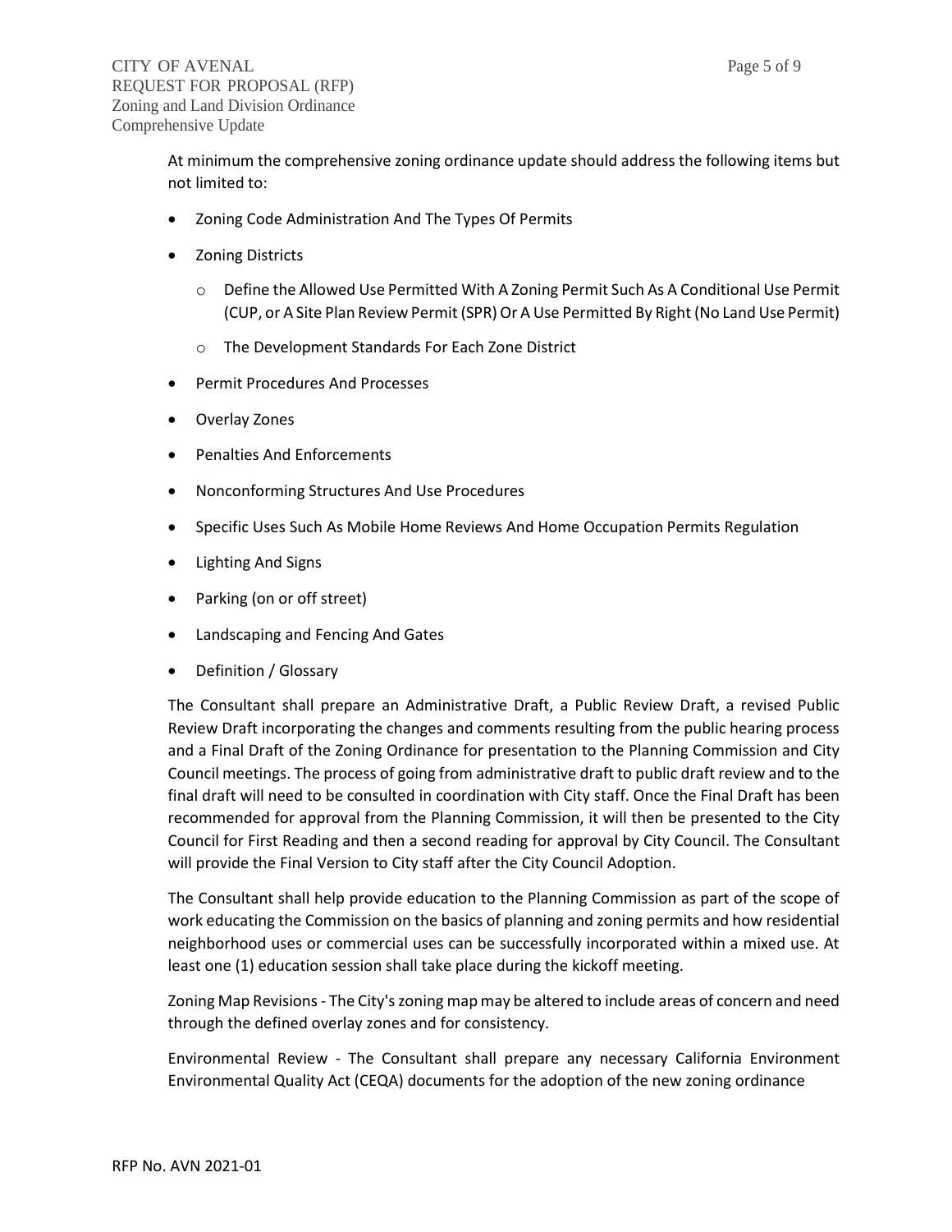At minimum the comprehensive zoning ordinance update should address the following items but not limited to:

- Zoning Code Administration And The Types Of Permits
- Zoning Districts
  - Define the Allowed Use Permitted With A Zoning Permit Such As A Conditional Use Permit (CUP, or A Site Plan Review Permit (SPR) Or A Use Permitted By Right (No Land Use Permit)
  - The Development Standards For Each Zone District
- Permit Procedures And Processes
- Overlay Zones
- Penalties And Enforcements
- Nonconforming Structures And Use Procedures
- Specific Uses Such As Mobile Home Reviews And Home Occupation Permits Regulation
- Lighting And Signs
- Parking (on or off street)
- Landscaping and Fencing And Gates
- Definition / Glossary

The Consultant shall prepare an Administrative Draft, a Public Review Draft, a revised Public Review Draft incorporating the changes and comments resulting from the public hearing process and a Final Draft of the Zoning Ordinance for presentation to the Planning Commission and City Council meetings. The process of going from administrative draft to public draft review and to the final draft will need to be consulted in coordination with City staff. Once the Final Draft has been recommended for approval from the Planning Commission, it will then be presented to the City Council for First Reading and then a second reading for approval by City Council. The Consultant will provide the Final Version to City staff after the City Council Adoption.

The Consultant shall help provide education to the Planning Commission as part of the scope of work educating the Commission on the basics of planning and zoning permits and how residential neighborhood uses or commercial uses can be successfully incorporated within a mixed use. At least one (1) education session shall take place during the kickoff meeting.

Zoning Map Revisions - The City's zoning map may be altered to include areas of concern and need through the defined overlay zones and for consistency.

Environmental Review - The Consultant shall prepare any necessary California Environment Environmental Quality Act (CEQA) documents for the adoption of the new zoning ordinance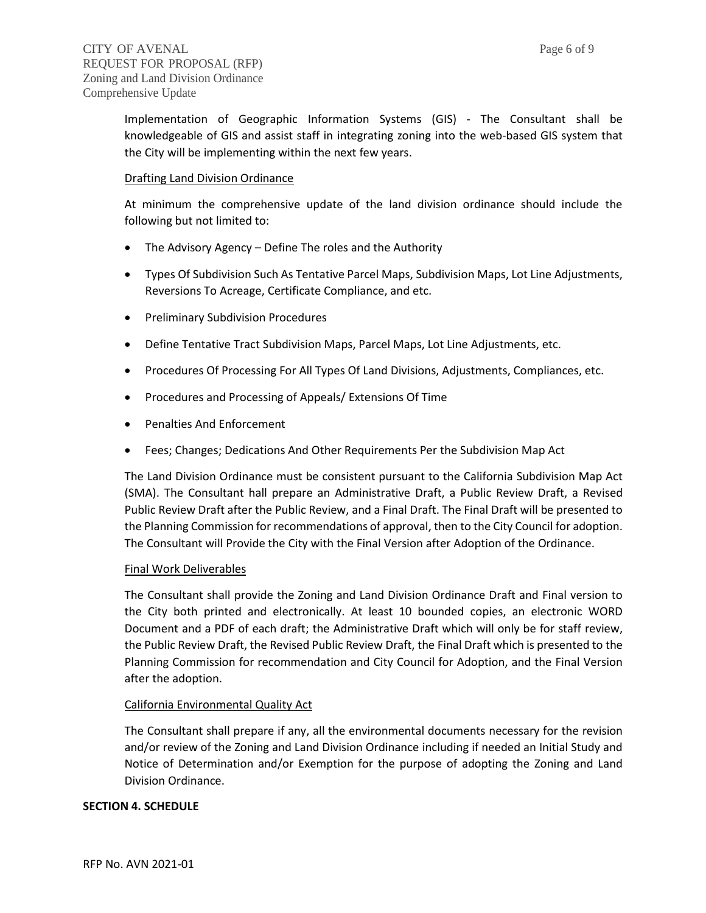Implementation of Geographic Information Systems (GIS) - The Consultant shall be knowledgeable of GIS and assist staff in integrating zoning into the web-based GIS system that the City will be implementing within the next few years.

Drafting Land Division Ordinance

At minimum the comprehensive update of the land division ordinance should include the following but not limited to:

- The Advisory Agency – Define The roles and the Authority
- Types Of Subdivision Such As Tentative Parcel Maps, Subdivision Maps, Lot Line Adjustments, Reversions To Acreage, Certificate Compliance, and etc.
- Preliminary Subdivision Procedures
- Define Tentative Tract Subdivision Maps, Parcel Maps, Lot Line Adjustments, etc.
- Procedures Of Processing For All Types Of Land Divisions, Adjustments, Compliances, etc.
- Procedures and Processing of Appeals/ Extensions Of Time
- Penalties And Enforcement
- Fees; Changes; Dedications And Other Requirements Per the Subdivision Map Act

The Land Division Ordinance must be consistent pursuant to the California Subdivision Map Act (SMA). The Consultant hall prepare an Administrative Draft, a Public Review Draft, a Revised Public Review Draft after the Public Review, and a Final Draft. The Final Draft will be presented to the Planning Commission for recommendations of approval, then to the City Council for adoption. The Consultant will Provide the City with the Final Version after Adoption of the Ordinance.

Final Work Deliverables

The Consultant shall provide the Zoning and Land Division Ordinance Draft and Final version to the City both printed and electronically. At least 10 bounded copies, an electronic WORD Document and a PDF of each draft; the Administrative Draft which will only be for staff review, the Public Review Draft, the Revised Public Review Draft, the Final Draft which is presented to the Planning Commission for recommendation and City Council for Adoption, and the Final Version after the adoption.

California Environmental Quality Act

The Consultant shall prepare if any, all the environmental documents necessary for the revision and/or review of the Zoning and Land Division Ordinance including if needed an Initial Study and Notice of Determination and/or Exemption for the purpose of adopting the Zoning and Land Division Ordinance.

**SECTION 4. SCHEDULE**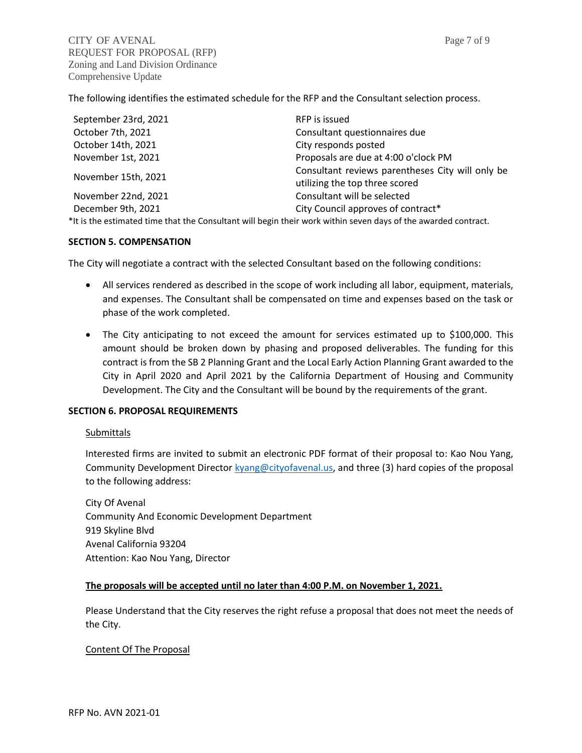The following identifies the estimated schedule for the RFP and the Consultant selection process.

| | |
|---|---|
| September 23rd, 2021 | RFP is issued |
| October 7th, 2021 | Consultant questionnaires due |
| October 14th, 2021 | City responds posted |
| November 1st, 2021 | Proposals are due at 4:00 o'clock PM |
| November 15th, 2021 | Consultant reviews parentheses City will only be utilizing the top three scored |
| November 22nd, 2021 | Consultant will be selected |
| December 9th, 2021 | City Council approves of contract* |

*It is the estimated time that the Consultant will begin their work within seven days of the awarded contract.

**SECTION 5. COMPENSATION**

The City will negotiate a contract with the selected Consultant based on the following conditions:

- All services rendered as described in the scope of work including all labor, equipment, materials, and expenses. The Consultant shall be compensated on time and expenses based on the task or phase of the work completed.
- The City anticipating to not exceed the amount for services estimated up to $100,000. This amount should be broken down by phasing and proposed deliverables. The funding for this contract is from the SB 2 Planning Grant and the Local Early Action Planning Grant awarded to the City in April 2020 and April 2021 by the California Department of Housing and Community Development. The City and the Consultant will be bound by the requirements of the grant.

**SECTION 6. PROPOSAL REQUIREMENTS**

Submittals

Interested firms are invited to submit an electronic PDF format of their proposal to: Kao Nou Yang, Community Development Director kyang@cityofavenal.us, and three (3) hard copies of the proposal to the following address:

City Of Avenal
Community And Economic Development Department
919 Skyline Blvd
Avenal California 93204
Attention: Kao Nou Yang, Director

**The proposals will be accepted until no later than 4:00 P.M. on November 1, 2021.**

Please Understand that the City reserves the right refuse a proposal that does not meet the needs of the City.

Content Of The Proposal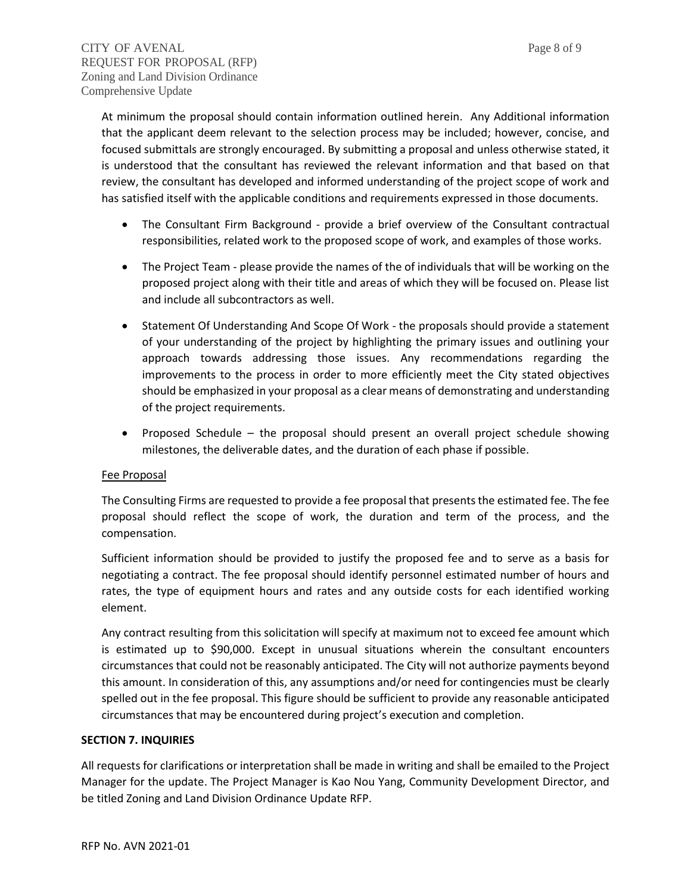At minimum the proposal should contain information outlined herein. Any Additional information that the applicant deem relevant to the selection process may be included; however, concise, and focused submittals are strongly encouraged. By submitting a proposal and unless otherwise stated, it is understood that the consultant has reviewed the relevant information and that based on that review, the consultant has developed and informed understanding of the project scope of work and has satisfied itself with the applicable conditions and requirements expressed in those documents.

- The Consultant Firm Background - provide a brief overview of the Consultant contractual responsibilities, related work to the proposed scope of work, and examples of those works.
- The Project Team - please provide the names of the of individuals that will be working on the proposed project along with their title and areas of which they will be focused on. Please list and include all subcontractors as well.
- Statement Of Understanding And Scope Of Work - the proposals should provide a statement of your understanding of the project by highlighting the primary issues and outlining your approach towards addressing those issues. Any recommendations regarding the improvements to the process in order to more efficiently meet the City stated objectives should be emphasized in your proposal as a clear means of demonstrating and understanding of the project requirements.
- Proposed Schedule – the proposal should present an overall project schedule showing milestones, the deliverable dates, and the duration of each phase if possible.

Fee Proposal

The Consulting Firms are requested to provide a fee proposal that presents the estimated fee. The fee proposal should reflect the scope of work, the duration and term of the process, and the compensation.

Sufficient information should be provided to justify the proposed fee and to serve as a basis for negotiating a contract. The fee proposal should identify personnel estimated number of hours and rates, the type of equipment hours and rates and any outside costs for each identified working element.

Any contract resulting from this solicitation will specify at maximum not to exceed fee amount which is estimated up to $90,000. Except in unusual situations wherein the consultant encounters circumstances that could not be reasonably anticipated. The City will not authorize payments beyond this amount. In consideration of this, any assumptions and/or need for contingencies must be clearly spelled out in the fee proposal. This figure should be sufficient to provide any reasonable anticipated circumstances that may be encountered during project's execution and completion.

**SECTION 7. INQUIRIES**

All requests for clarifications or interpretation shall be made in writing and shall be emailed to the Project Manager for the update. The Project Manager is Kao Nou Yang, Community Development Director, and be titled Zoning and Land Division Ordinance Update RFP.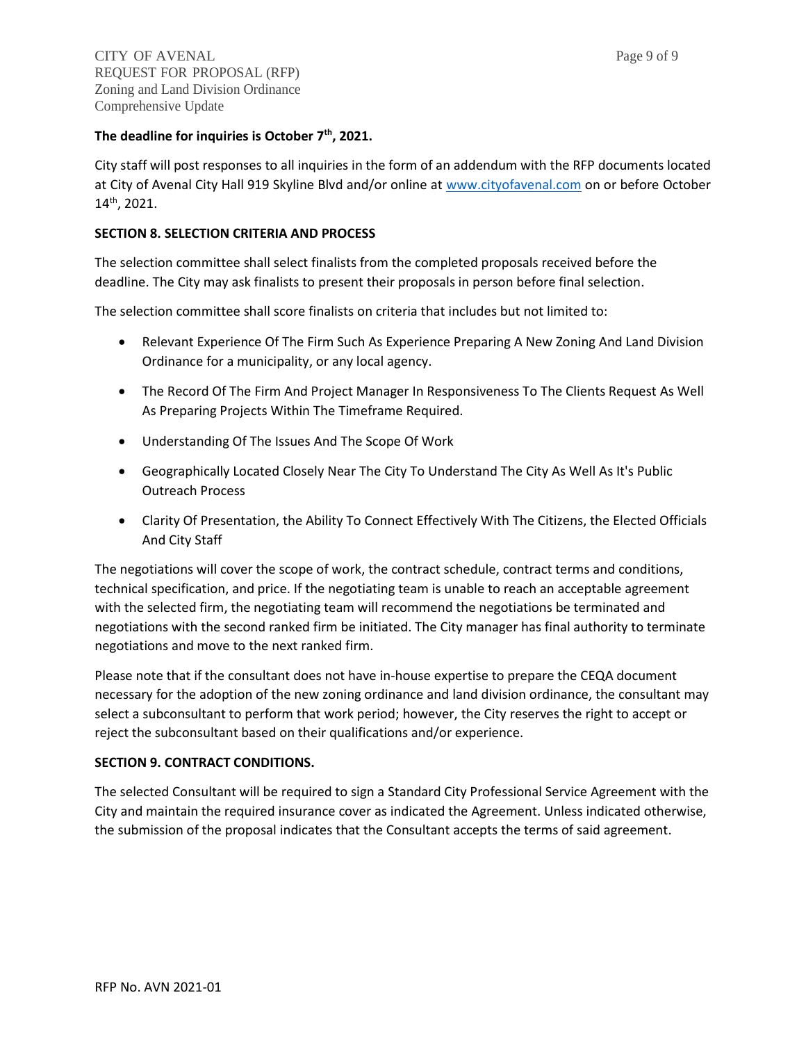**The deadline for inquiries is October 7th, 2021.**

City staff will post responses to all inquiries in the form of an addendum with the RFP documents located at City of Avenal City Hall 919 Skyline Blvd and/or online at www.cityofavenal.com on or before October 14th, 2021.

**SECTION 8. SELECTION CRITERIA AND PROCESS**

The selection committee shall select finalists from the completed proposals received before the deadline. The City may ask finalists to present their proposals in person before final selection.

The selection committee shall score finalists on criteria that includes but not limited to:

- Relevant Experience Of The Firm Such As Experience Preparing A New Zoning And Land Division Ordinance for a municipality, or any local agency.
- The Record Of The Firm And Project Manager In Responsiveness To The Clients Request As Well As Preparing Projects Within The Timeframe Required.
- Understanding Of The Issues And The Scope Of Work
- Geographically Located Closely Near The City To Understand The City As Well As It's Public Outreach Process
- Clarity Of Presentation, the Ability To Connect Effectively With The Citizens, the Elected Officials And City Staff

The negotiations will cover the scope of work, the contract schedule, contract terms and conditions, technical specification, and price. If the negotiating team is unable to reach an acceptable agreement with the selected firm, the negotiating team will recommend the negotiations be terminated and negotiations with the second ranked firm be initiated. The City manager has final authority to terminate negotiations and move to the next ranked firm.

Please note that if the consultant does not have in-house expertise to prepare the CEQA document necessary for the adoption of the new zoning ordinance and land division ordinance, the consultant may select a subconsultant to perform that work period; however, the City reserves the right to accept or reject the subconsultant based on their qualifications and/or experience.

**SECTION 9. CONTRACT CONDITIONS.**

The selected Consultant will be required to sign a Standard City Professional Service Agreement with the City and maintain the required insurance cover as indicated the Agreement. Unless indicated otherwise, the submission of the proposal indicates that the Consultant accepts the terms of said agreement.